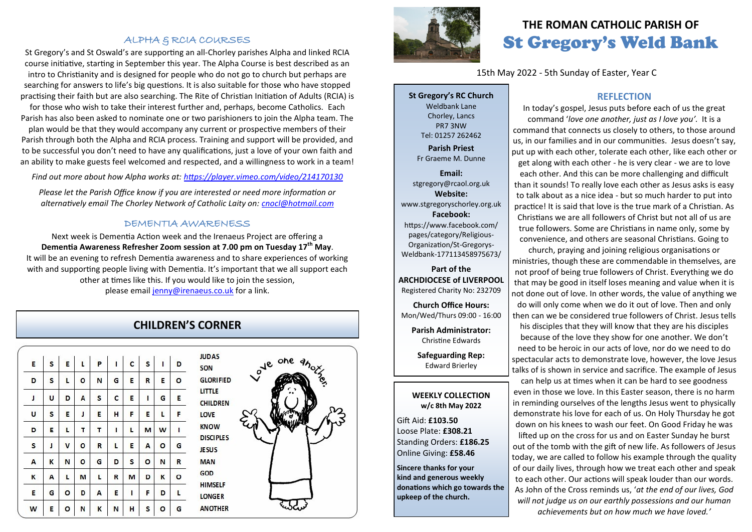# THE ROMAN CATHOLIC PARISH OF
# St Gregory's Weld Bank

15th May 2022 - 5th Sunday of Easter, Year C

**St Gregory's RC Church**
Weldbank Lane
Chorley, Lancs
PR7 3NW
Tel: 01257 262462

**Parish Priest**
Fr Graeme M. Dunne

**Email:**
stgregory@rcaol.org.uk

**Website:**
www.stgregoryschorley.org.uk

**Facebook:**
https://www.facebook.com/pages/category/Religious-Organization/St-Gregorys-Weldbank-177113458975673/

**Part of the ARCHDIOCESE of LIVERPOOL**
Registered Charity No: 232709

**Church Office Hours:**
Mon/Wed/Thurs 09:00 - 16:00

**Parish Administrator:**
Christine Edwards

**Safeguarding Rep:**
Edward Brierley

**WEEKLY COLLECTION**
**w/c 8th May 2022**

Gift Aid: **£103.50**
Loose Plate: **£308.21**
Standing Orders: **£186.25**
Online Giving: **£58.46**

**Sincere thanks for your kind and generous weekly donations which go towards the upkeep of the church.**

## REFLECTION

In today's gospel, Jesus puts before each of us the great command '*love one another, just as I love you'*. It is a command that connects us closely to others, to those around us, in our families and in our communities. Jesus doesn't say, put up with each other, tolerate each other, like each other or get along with each other - he is very clear - we are to love each other. And this can be more challenging and difficult than it sounds! To really love each other as Jesus asks is easy to talk about as a nice idea - but so much harder to put into practice! It is said that love is the true mark of a Christian. As Christians we are all followers of Christ but not all of us are true followers. Some are Christians in name only, some by convenience, and others are seasonal Christians. Going to church, praying and joining religious organisations or ministries, though these are commendable in themselves, are not proof of being true followers of Christ. Everything we do that may be good in itself loses meaning and value when it is not done out of love. In other words, the value of anything we do will only come when we do it out of love. Then and only then can we be considered true followers of Christ. Jesus tells his disciples that they will know that they are his disciples because of the love they show for one another. We don't need to be heroic in our acts of love, nor do we need to do spectacular acts to demonstrate love, however, the love Jesus talks of is shown in service and sacrifice. The example of Jesus can help us at times when it can be hard to see goodness even in those we love. In this Easter season, there is no harm in reminding ourselves of the lengths Jesus went to physically demonstrate his love for each of us. On Holy Thursday he got down on his knees to wash our feet. On Good Friday he was lifted up on the cross for us and on Easter Sunday he burst out of the tomb with the gift of new life. As followers of Jesus today, we are called to follow his example through the quality of our daily lives, through how we treat each other and speak to each other. Our actions will speak louder than our words. As John of the Cross reminds us, '*at the end of our lives, God will not judge us on our earthly possessions and our human achievements but on how much we have loved.'*

## ALPHA & RCIA COURSES

St Gregory's and St Oswald's are supporting an all-Chorley parishes Alpha and linked RCIA course initiative, starting in September this year. The Alpha Course is best described as an intro to Christianity and is designed for people who do not go to church but perhaps are searching for answers to life's big questions. It is also suitable for those who have stopped practising their faith but are also searching. The Rite of Christian Initiation of Adults (RCIA) is for those who wish to take their interest further and, perhaps, become Catholics. Each Parish has also been asked to nominate one or two parishioners to join the Alpha team. The plan would be that they would accompany any current or prospective members of their Parish through both the Alpha and RCIA process. Training and support will be provided, and to be successful you don't need to have any qualifications, just a love of your own faith and an ability to make guests feel welcomed and respected, and a willingness to work in a team!

*Find out more about how Alpha works at: https://player.vimeo.com/video/214170130*

*Please let the Parish Office know if you are interested or need more information or alternatively email The Chorley Network of Catholic Laity on: cnocl@hotmail.com*

## DEMENTIA AWARENESS

Next week is Dementia Action week and the Irenaeus Project are offering a **Dementia Awareness Refresher Zoom session at 7.00 pm on Tuesday 17th May**. It will be an evening to refresh Dementia awareness and to share experiences of working with and supporting people living with Dementia. It's important that we all support each other at times like this. If you would like to join the session, please email jenny@irenaeus.co.uk for a link.

## CHILDREN'S CORNER

| | | | | | | | | | |
|---|---|---|---|---|---|---|---|---|---|
| E | S | E | L | P | I | C | S | I | D |
| D | S | L | O | N | G | E | R | E | O |
| J | U | D | A | S | C | E | I | G | E |
| U | S | E | J | E | H | F | E | L | F |
| D | E | L | T | T | I | L | M | W | I |
| S | J | V | O | R | L | E | A | O | G |
| A | K | N | O | G | D | S | O | N | R |
| K | A | L | M | L | R | M | D | K | O |
| E | G | O | D | A | E | I | F | D | L |
| W | E | O | N | K | N | H | S | O | G |

JUDAS
SON
GLORIFIED
LITTLE
CHILDREN
LOVE
KNOW
DISCIPLES
JESUS
MAN
GOD
HIMSELF
LONGER
ANOTHER

Love one another.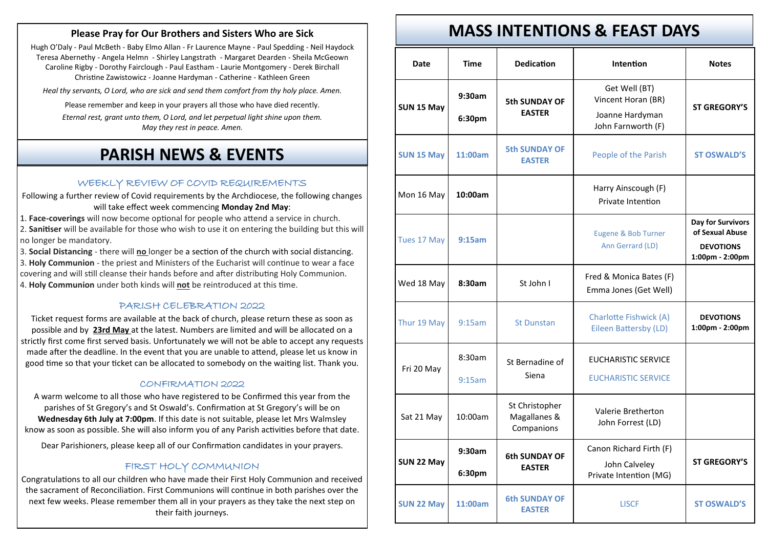### Please Pray for Our Brothers and Sisters Who are Sick

Hugh O'Daly - Paul McBeth - Baby Elmo Allan - Fr Laurence Mayne - Paul Spedding - Neil Haydock
Teresa Abernethy - Angela Helmn - Shirley Langstrath - Margaret Dearden - Sheila McGeown
Caroline Rigby - Dorothy Fairclough - Paul Eastham - Laurie Montgomery - Derek Birchall
Christine Zawistowicz - Joanne Hardyman - Catherine - Kathleen Green

*Heal thy servants, O Lord, who are sick and send them comfort from thy holy place. Amen.*

Please remember and keep in your prayers all those who have died recently.

*Eternal rest, grant unto them, O Lord, and let perpetual light shine upon them.*
*May they rest in peace. Amen.*

# PARISH NEWS & EVENTS

## WEEKLY REVIEW OF COVID REQUIREMENTS

Following a further review of Covid requirements by the Archdiocese, the following changes will take effect week commencing **Monday 2nd May**:

1. **Face-coverings** will now become optional for people who attend a service in church.
2. **Sanitiser** will be available for those who wish to use it on entering the building but this will no longer be mandatory.
3. **Social Distancing** - there will **no** longer be a section of the church with social distancing.
3. **Holy Communion** - the priest and Ministers of the Eucharist will continue to wear a face covering and will still cleanse their hands before and after distributing Holy Communion.
4. **Holy Communion** under both kinds will **not** be reintroduced at this time.

## PARISH CELEBRATION 2022

Ticket request forms are available at the back of church, please return these as soon as possible and by **23rd May** at the latest. Numbers are limited and will be allocated on a strictly first come first served basis. Unfortunately we will not be able to accept any requests made after the deadline. In the event that you are unable to attend, please let us know in good time so that your ticket can be allocated to somebody on the waiting list. Thank you.

## CONFIRMATION 2022

A warm welcome to all those who have registered to be Confirmed this year from the parishes of St Gregory's and St Oswald's. Confirmation at St Gregory's will be on **Wednesday 6th July at 7:00pm**. If this date is not suitable, please let Mrs Walmsley know as soon as possible. She will also inform you of any Parish activities before that date.

Dear Parishioners, please keep all of our Confirmation candidates in your prayers.

## FIRST HOLY COMMUNION

Congratulations to all our children who have made their First Holy Communion and received the sacrament of Reconciliation. First Communions will continue in both parishes over the next few weeks. Please remember them all in your prayers as they take the next step on their faith journeys.

# MASS INTENTIONS & FEAST DAYS

| Date | Time | Dedication | Intention | Notes |
|---|---|---|---|---|
| **SUN 15 May** | **9:30am**<br>**6:30pm** | **5th SUNDAY OF EASTER** | Get Well (BT)<br>Vincent Horan (BR)<br>Joanne Hardyman<br>John Farnworth (F) | **ST GREGORY'S** |
| **SUN 15 May** | **11:00am** | **5th SUNDAY OF EASTER** | People of the Parish | **ST OSWALD'S** |
| Mon 16 May | **10:00am** | | Harry Ainscough (F)<br>Private Intention | |
| Tues 17 May | **9:15am** | | Eugene & Bob Turner<br>Ann Gerrard (LD) | **Day for Survivors of Sexual Abuse**<br>**DEVOTIONS 1:00pm - 2:00pm** |
| Wed 18 May | **8:30am** | St John I | Fred & Monica Bates (F)<br>Emma Jones (Get Well) | |
| Thur 19 May | 9:15am | St Dunstan | Charlotte Fishwick (A)<br>Eileen Battersby (LD) | **DEVOTIONS 1:00pm - 2:00pm** |
| Fri 20 May | 8:30am<br>9:15am | St Bernadine of Siena | EUCHARISTIC SERVICE<br>EUCHARISTIC SERVICE | |
| Sat 21 May | 10:00am | St Christopher Magallanes & Companions | Valerie Bretherton<br>John Forrest (LD) | |
| **SUN 22 May** | **9:30am**<br>**6:30pm** | **6th SUNDAY OF EASTER** | Canon Richard Firth (F)<br>John Calveley<br>Private Intention (MG) | **ST GREGORY'S** |
| **SUN 22 May** | **11:00am** | **6th SUNDAY OF EASTER** | LISCF | **ST OSWALD'S** |